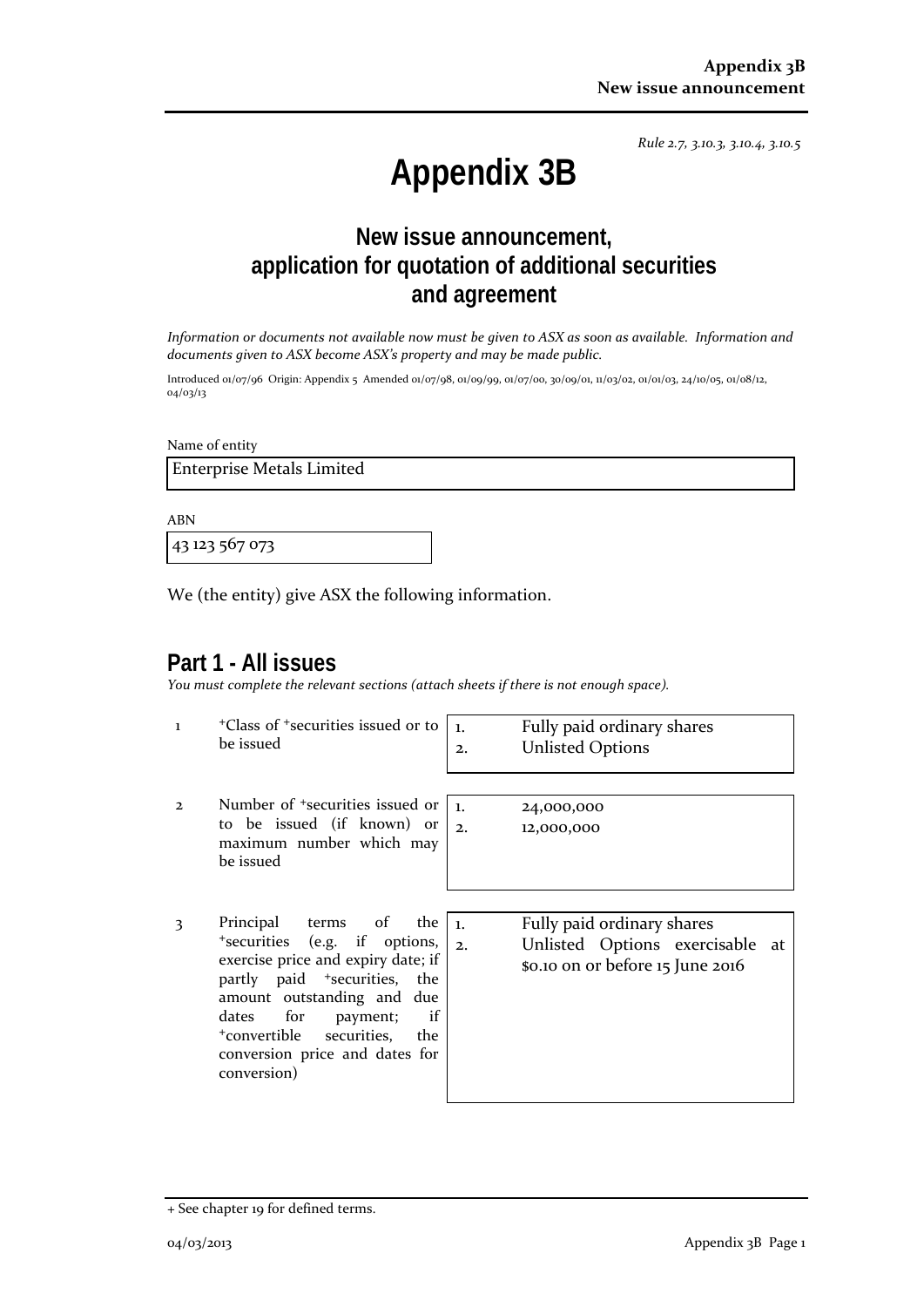*Rule 2.7, 3.10.3, 3.10.4, 3.10.5*

# Appendix 3B

## New issue announcement, application for quotation of additional securities and agreement

*Information or documents not available now must be given to ASX as soon as available. Information and documents given to ASX become ASX's property and may be made public.*

Introduced 01/07/96 Origin: Appendix 5 Amended 01/07/98, 01/09/99, 01/07/00, 30/09/01, 11/03/02, 01/01/03, 24/10/05, 01/08/12, 04/03/13

Name of entity

| Enterprise Metals Limited |
|---|

ABN

| 43 123 567 073 |
|---|

We (the entity) give ASX the following information.

## Part 1 - All issues

*You must complete the relevant sections (attach sheets if there is not enough space).*

| | | |
|---|---|---|
| 1 | +Class of +securities issued or to be issued | 1. Fully paid ordinary shares<br>2. Unlisted Options |
| 2 | Number of +securities issued or to be issued (if known) or maximum number which may be issued | 1. 24,000,000<br>2. 12,000,000 |
| 3 | Principal terms of the +securities (e.g. if options, exercise price and expiry date; if partly paid +securities, the amount outstanding and due dates for payment; if +convertible securities, the conversion price and dates for conversion) | 1. Fully paid ordinary shares<br>2. Unlisted Options exercisable at $0.10 on or before 15 June 2016 |

+ See chapter 19 for defined terms.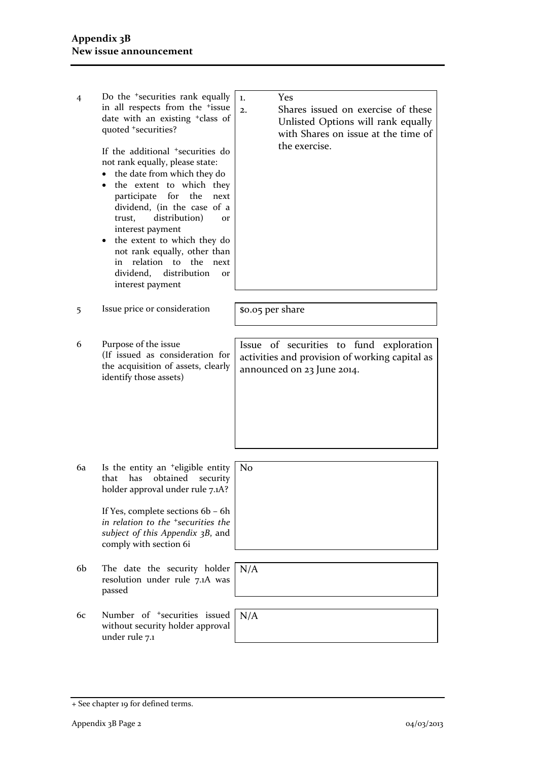| | | |
|---|---|---|
| 4 | Do the +securities rank equally in all respects from the +issue date with an existing +class of quoted +securities?<br><br>If the additional +securities do not rank equally, please state:<br>• the date from which they do<br>• the extent to which they participate for the next dividend, (in the case of a trust, distribution) or interest payment<br>• the extent to which they do not rank equally, other than in relation to the next dividend, distribution or interest payment | 1. Yes<br>2. Shares issued on exercise of these Unlisted Options will rank equally with Shares on issue at the time of the exercise. |
| 5 | Issue price or consideration | $0.05 per share |
| 6 | Purpose of the issue<br>(If issued as consideration for the acquisition of assets, clearly identify those assets) | Issue of securities to fund exploration activities and provision of working capital as announced on 23 June 2014. |
| 6a | Is the entity an +eligible entity that has obtained security holder approval under rule 7.1A?<br><br>If Yes, complete sections 6b – 6h *in relation to the +securities the subject of this Appendix 3B*, and comply with section 6i | No |
| 6b | The date the security holder resolution under rule 7.1A was passed | N/A |
| 6c | Number of +securities issued without security holder approval under rule 7.1 | N/A |

+ See chapter 19 for defined terms.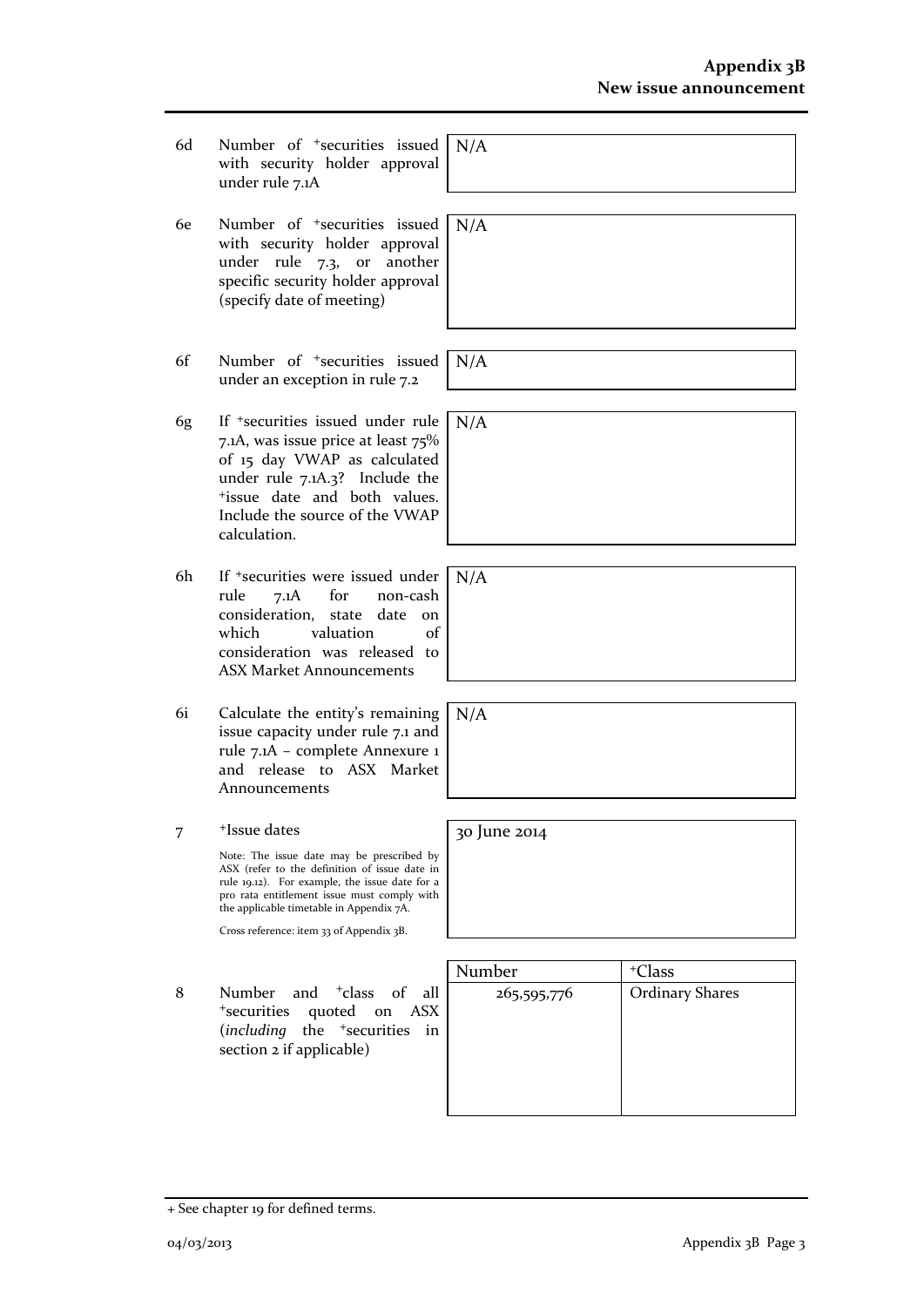| | | | |
|---|---|---|---|
| 6d | Number of +securities issued with security holder approval under rule 7.1A | N/A | |
| 6e | Number of +securities issued with security holder approval under rule 7.3, or another specific security holder approval (specify date of meeting) | N/A | |
| 6f | Number of +securities issued under an exception in rule 7.2 | N/A | |
| 6g | If +securities issued under rule 7.1A, was issue price at least 75% of 15 day VWAP as calculated under rule 7.1A.3? Include the +issue date and both values. Include the source of the VWAP calculation. | N/A | |
| 6h | If +securities were issued under rule 7.1A for non-cash consideration, state date on which valuation of consideration was released to ASX Market Announcements | N/A | |
| 6i | Calculate the entity's remaining issue capacity under rule 7.1 and rule 7.1A – complete Annexure 1 and release to ASX Market Announcements | N/A | |
| 7 | +Issue dates<br><br>Note: The issue date may be prescribed by ASX (refer to the definition of issue date in rule 19.12). For example, the issue date for a pro rata entitlement issue must comply with the applicable timetable in Appendix 7A.<br><br>Cross reference: item 33 of Appendix 3B. | 30 June 2014 | |
| | | **Number** | **+Class** |
| 8 | Number and +class of all +securities quoted on ASX (*including* the +securities in section 2 if applicable) | 265,595,776 | Ordinary Shares |

+ See chapter 19 for defined terms.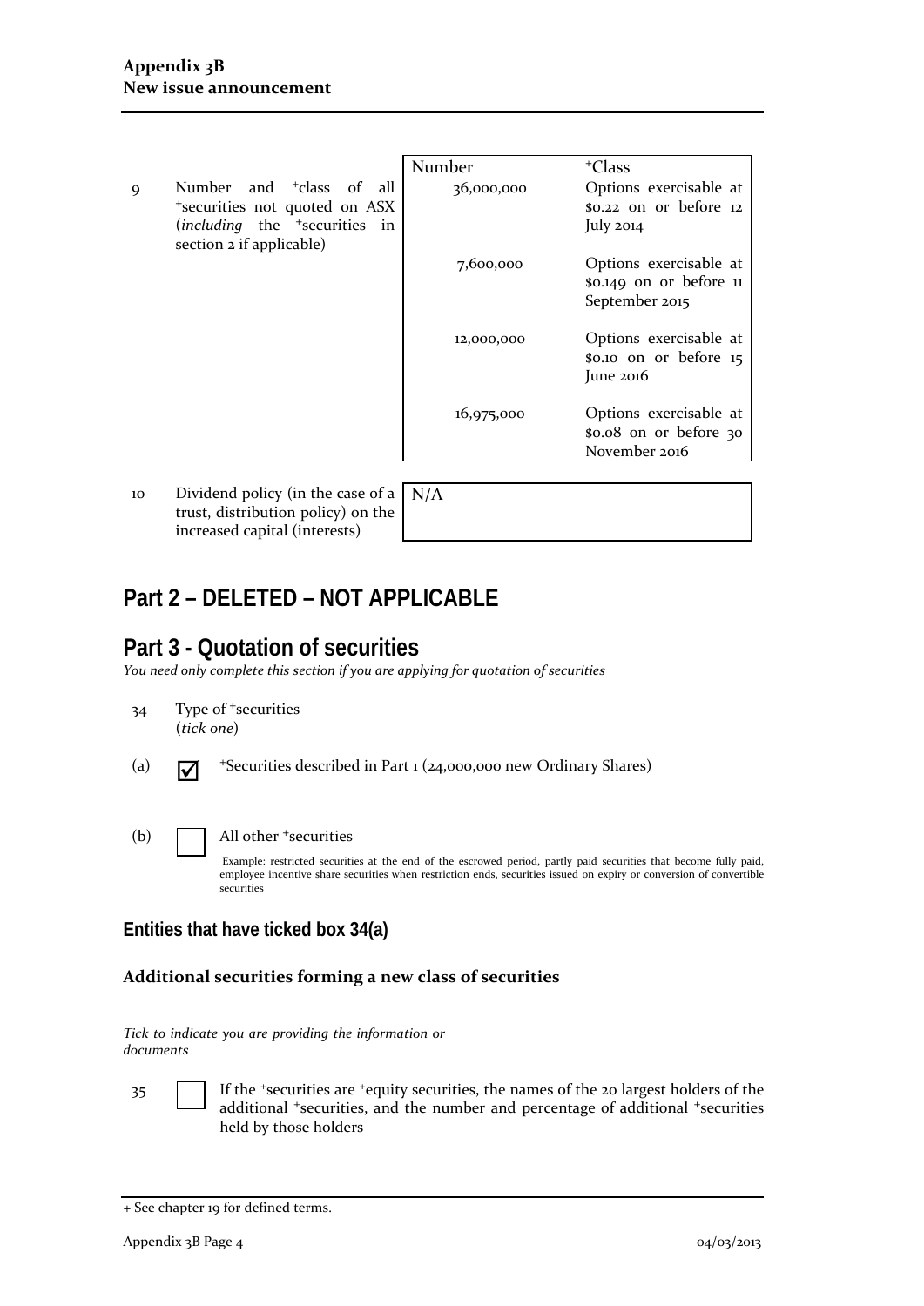| | | Number | +Class |
|---|---|---|---|
| 9 | Number and +class of all +securities not quoted on ASX (*including* the +securities in section 2 if applicable) | 36,000,000 | Options exercisable at $0.22 on or before 12 July 2014 |
| | | 7,600,000 | Options exercisable at $0.149 on or before 11 September 2015 |
| | | 12,000,000 | Options exercisable at $0.10 on or before 15 June 2016 |
| | | 16,975,000 | Options exercisable at $0.08 on or before 30 November 2016 |

| | | |
|---|---|---|
| 10 | Dividend policy (in the case of a trust, distribution policy) on the increased capital (interests) | N/A |

# Part 2 – DELETED – NOT APPLICABLE

# Part 3 - Quotation of securities

*You need only complete this section if you are applying for quotation of securities*

34 Type of +securities
(*tick one*)

(a) ☑ +Securities described in Part 1 (24,000,000 new Ordinary Shares)

(b) ☐ All other +securities

Example: restricted securities at the end of the escrowed period, partly paid securities that become fully paid, employee incentive share securities when restriction ends, securities issued on expiry or conversion of convertible securities

## Entities that have ticked box 34(a)

### Additional securities forming a new class of securities

*Tick to indicate you are providing the information or documents*

35 ☐ If the +securities are +equity securities, the names of the 20 largest holders of the additional +securities, and the number and percentage of additional +securities held by those holders

+ See chapter 19 for defined terms.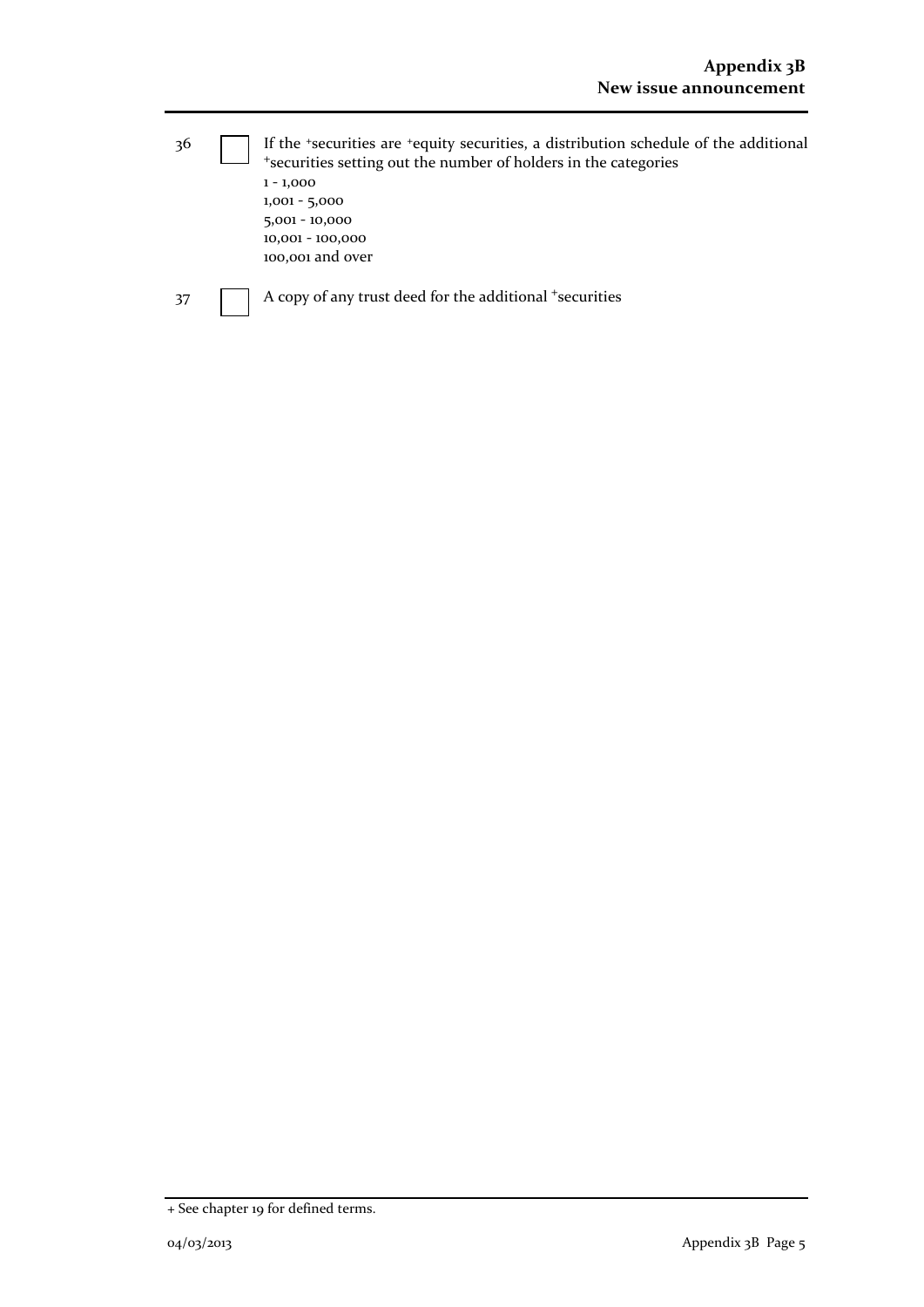36 ☐ If the +securities are +equity securities, a distribution schedule of the additional +securities setting out the number of holders in the categories
1 - 1,000
1,001 - 5,000
5,001 - 10,000
10,001 - 100,000
100,001 and over

37 ☐ A copy of any trust deed for the additional +securities

+ See chapter 19 for defined terms.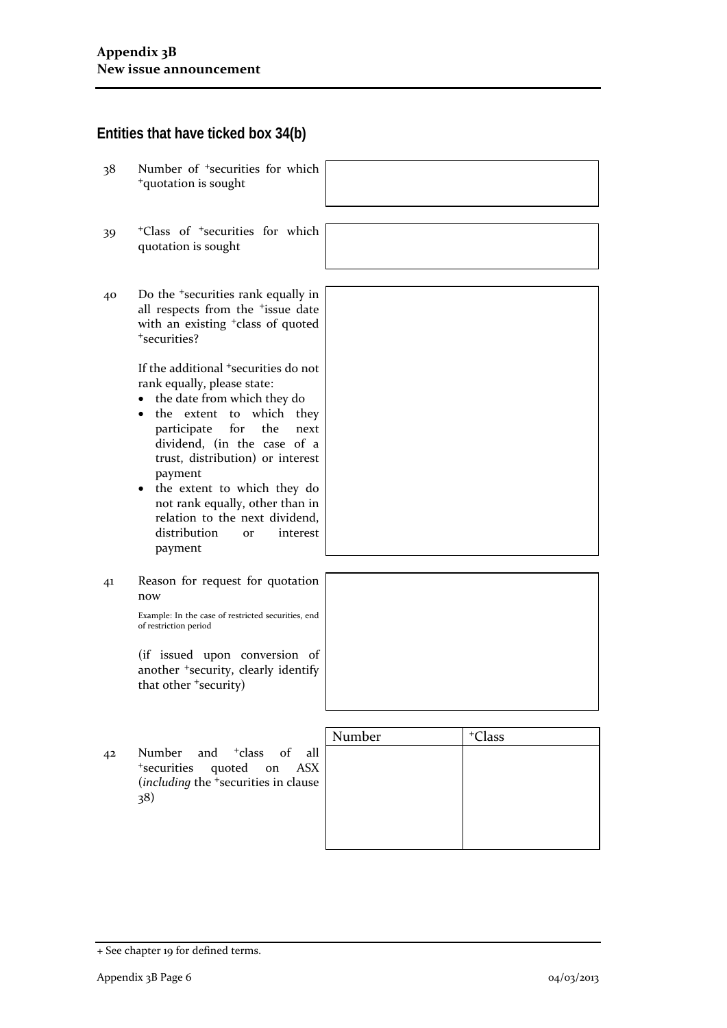## Entities that have ticked box 34(b)

| | | |
|---|---|---|
| 38 | Number of +securities for which +quotation is sought | |
| 39 | +Class of +securities for which quotation is sought | |
| 40 | Do the +securities rank equally in all respects from the +issue date with an existing +class of quoted +securities?<br><br>If the additional +securities do not rank equally, please state:<br>• the date from which they do<br>• the extent to which they participate for the next dividend, (in the case of a trust, distribution) or interest payment<br>• the extent to which they do not rank equally, other than in relation to the next dividend, distribution or interest payment | |
| 41 | Reason for request for quotation now<br><br>Example: In the case of restricted securities, end of restriction period<br><br>(if issued upon conversion of another +security, clearly identify that other +security) | |

42 Number and +class of all +securities quoted on ASX (*including* the +securities in clause 38)

| Number | +Class |
|---|---|
| | |

+ See chapter 19 for defined terms.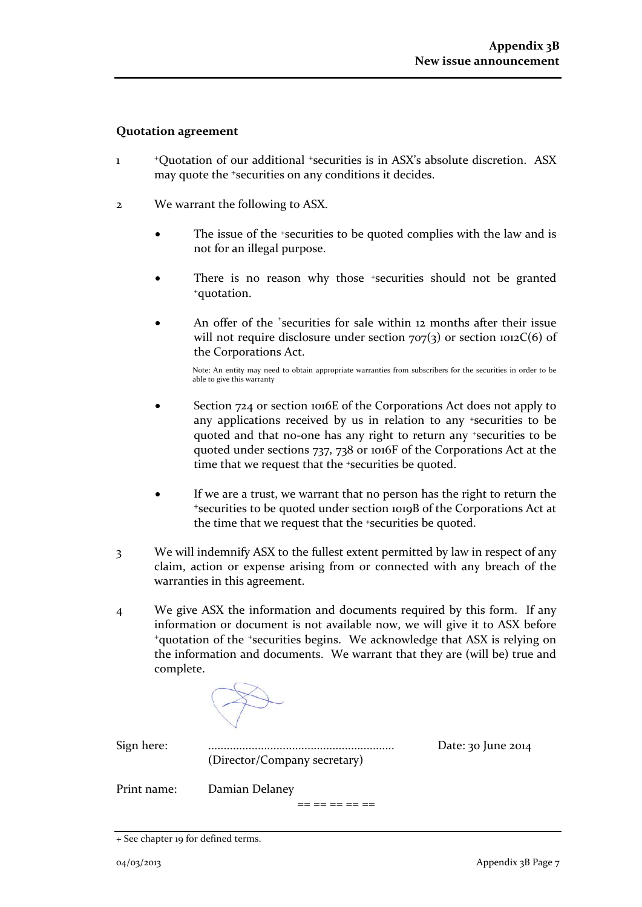**Quotation agreement**

1 +Quotation of our additional +securities is in ASX's absolute discretion. ASX may quote the +securities on any conditions it decides.

2 We warrant the following to ASX.

- The issue of the +securities to be quoted complies with the law and is not for an illegal purpose.

- There is no reason why those +securities should not be granted +quotation.

- An offer of the +securities for sale within 12 months after their issue will not require disclosure under section 707(3) or section 1012C(6) of the Corporations Act.

  Note: An entity may need to obtain appropriate warranties from subscribers for the securities in order to be able to give this warranty

- Section 724 or section 1016E of the Corporations Act does not apply to any applications received by us in relation to any +securities to be quoted and that no-one has any right to return any +securities to be quoted under sections 737, 738 or 1016F of the Corporations Act at the time that we request that the +securities be quoted.

- If we are a trust, we warrant that no person has the right to return the +securities to be quoted under section 1019B of the Corporations Act at the time that we request that the +securities be quoted.

3 We will indemnify ASX to the fullest extent permitted by law in respect of any claim, action or expense arising from or connected with any breach of the warranties in this agreement.

4 We give ASX the information and documents required by this form. If any information or document is not available now, we will give it to ASX before +quotation of the +securities begins. We acknowledge that ASX is relying on the information and documents. We warrant that they are (will be) true and complete.

Sign here: ............................................................ (Director/Company secretary) Date: 30 June 2014

Print name: Damian Delaney

== == == == ==

+ See chapter 19 for defined terms.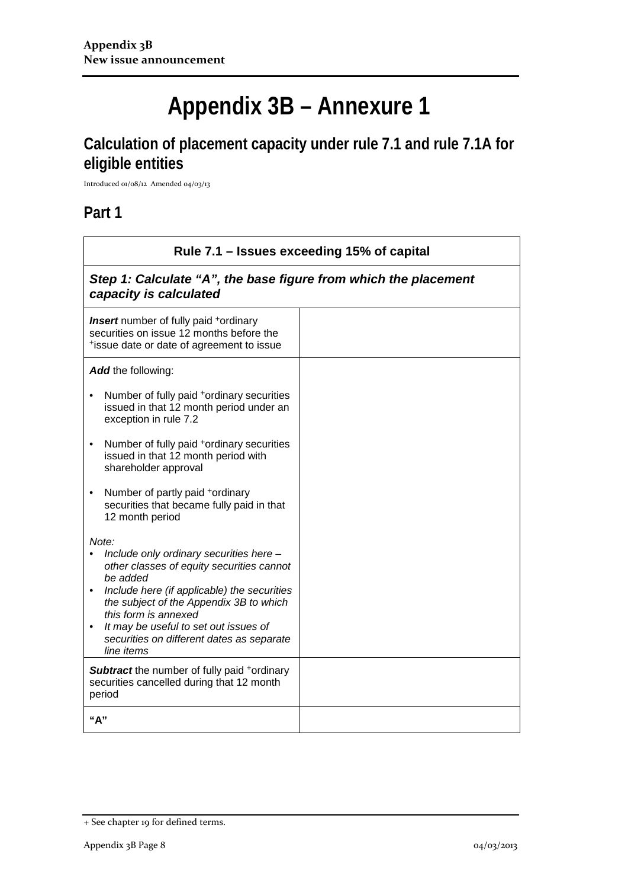# Appendix 3B – Annexure 1

## Calculation of placement capacity under rule 7.1 and rule 7.1A for eligible entities

Introduced 01/08/12 Amended 04/03/13

## Part 1

| Rule 7.1 – Issues exceeding 15% of capital | |
|---|---|
| ***Step 1: Calculate "A", the base figure from which the placement capacity is calculated*** | |
| ***Insert*** number of fully paid +ordinary securities on issue 12 months before the +issue date or date of agreement to issue | |
| ***Add*** the following:<br>• Number of fully paid +ordinary securities issued in that 12 month period under an exception in rule 7.2<br>• Number of fully paid +ordinary securities issued in that 12 month period with shareholder approval<br>• Number of partly paid +ordinary securities that became fully paid in that 12 month period<br><br>*Note:*<br>• *Include only ordinary securities here – other classes of equity securities cannot be added*<br>• *Include here (if applicable) the securities the subject of the Appendix 3B to which this form is annexed*<br>• *It may be useful to set out issues of securities on different dates as separate line items* | |
| ***Subtract*** the number of fully paid +ordinary securities cancelled during that 12 month period | |
| **"A"** | |

+ See chapter 19 for defined terms.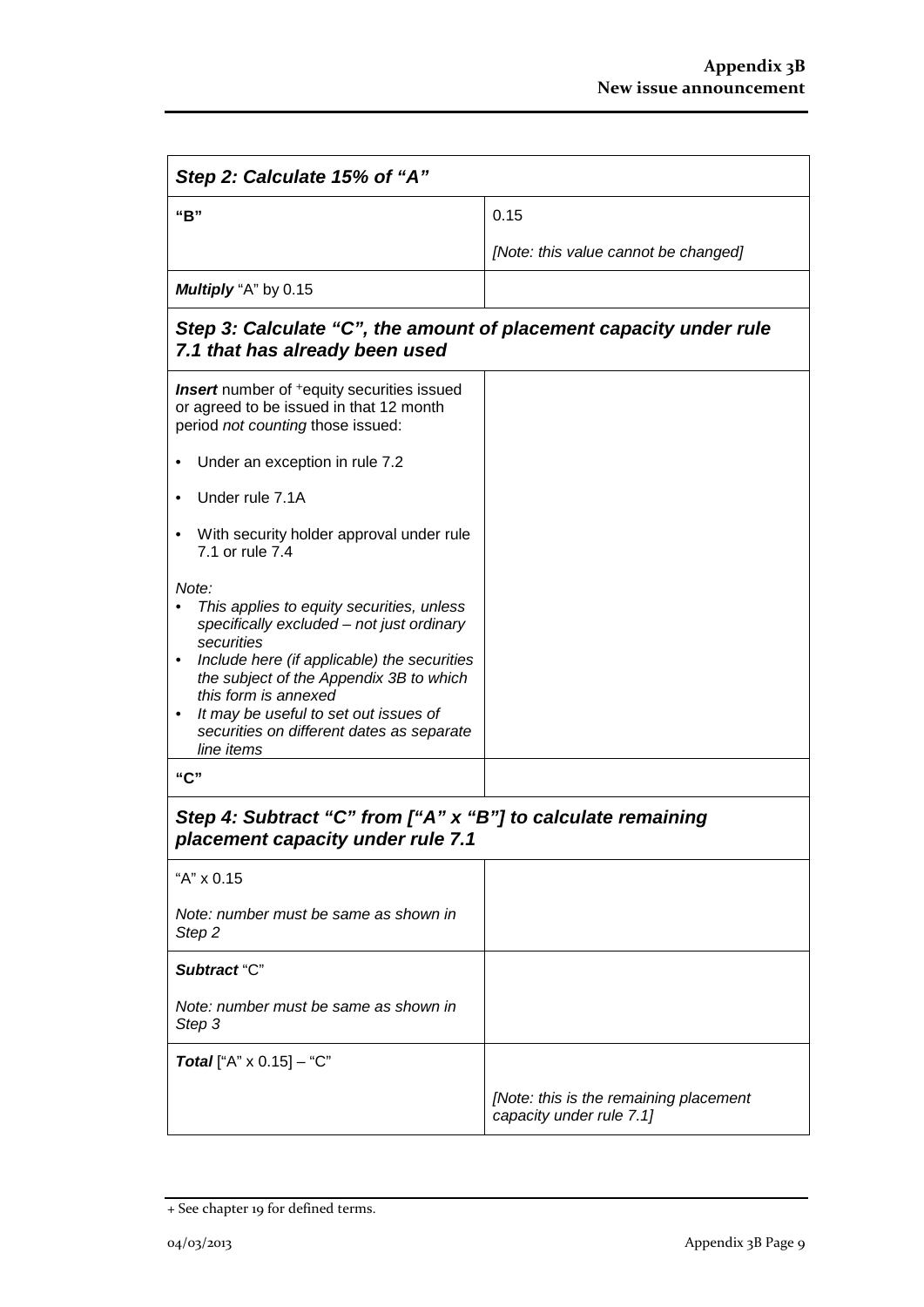| Step 2: Calculate 15% of "A" | |
| --- | --- |
| **"B"** | 0.15<br><br>*[Note: this value cannot be changed]* |
| ***Multiply*** "A" by 0.15 | |
| ***Step 3: Calculate "C", the amount of placement capacity under rule 7.1 that has already been used*** | |
| ***Insert*** number of +equity securities issued or agreed to be issued in that 12 month period *not counting* those issued:<br><br>• Under an exception in rule 7.2<br><br>• Under rule 7.1A<br><br>• With security holder approval under rule 7.1 or rule 7.4<br><br>*Note:*<br>• *This applies to equity securities, unless specifically excluded – not just ordinary securities*<br>• *Include here (if applicable) the securities the subject of the Appendix 3B to which this form is annexed*<br>• *It may be useful to set out issues of securities on different dates as separate line items* | |
| **"C"** | |
| ***Step 4: Subtract "C" from ["A" x "B"] to calculate remaining placement capacity under rule 7.1*** | |
| "A" x 0.15<br><br>*Note: number must be same as shown in Step 2* | |
| ***Subtract*** "C"<br><br>*Note: number must be same as shown in Step 3* | |
| ***Total*** ["A" x 0.15] – "C" | <br><br>*[Note: this is the remaining placement capacity under rule 7.1]* |

+ See chapter 19 for defined terms.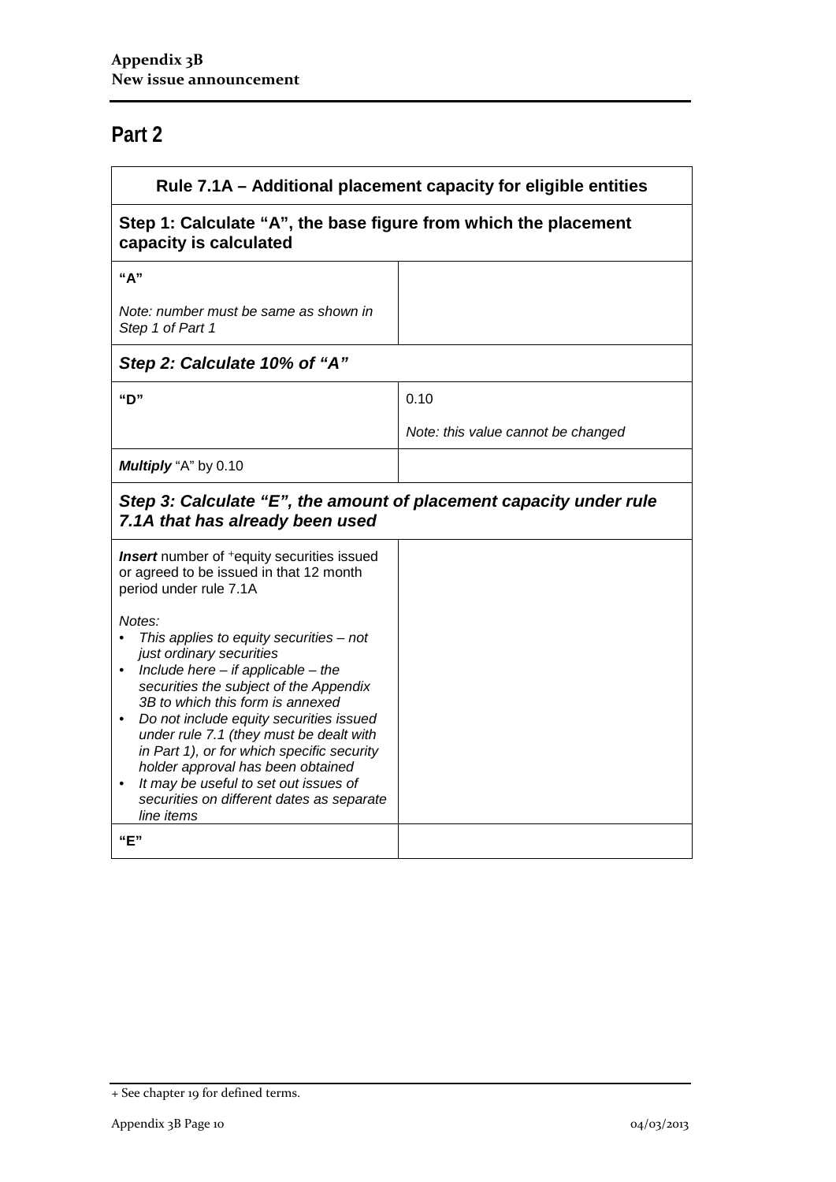## Part 2

| Rule 7.1A – Additional placement capacity for eligible entities | |
|---|---|
| **Step 1: Calculate "A", the base figure from which the placement capacity is calculated** | |
| **"A"**<br><br>*Note: number must be same as shown in Step 1 of Part 1* | |
| ***Step 2: Calculate 10% of "A"*** | |
| **"D"** | 0.10<br><br>*Note: this value cannot be changed* |
| ***Multiply*** "A" by 0.10 | |
| ***Step 3: Calculate "E", the amount of placement capacity under rule 7.1A that has already been used*** | |
| ***Insert*** number of +equity securities issued or agreed to be issued in that 12 month period under rule 7.1A<br><br>*Notes:*<br>• *This applies to equity securities – not just ordinary securities*<br>• *Include here – if applicable – the securities the subject of the Appendix 3B to which this form is annexed*<br>• *Do not include equity securities issued under rule 7.1 (they must be dealt with in Part 1), or for which specific security holder approval has been obtained*<br>• *It may be useful to set out issues of securities on different dates as separate line items* | |
| **"E"** | |

+ See chapter 19 for defined terms.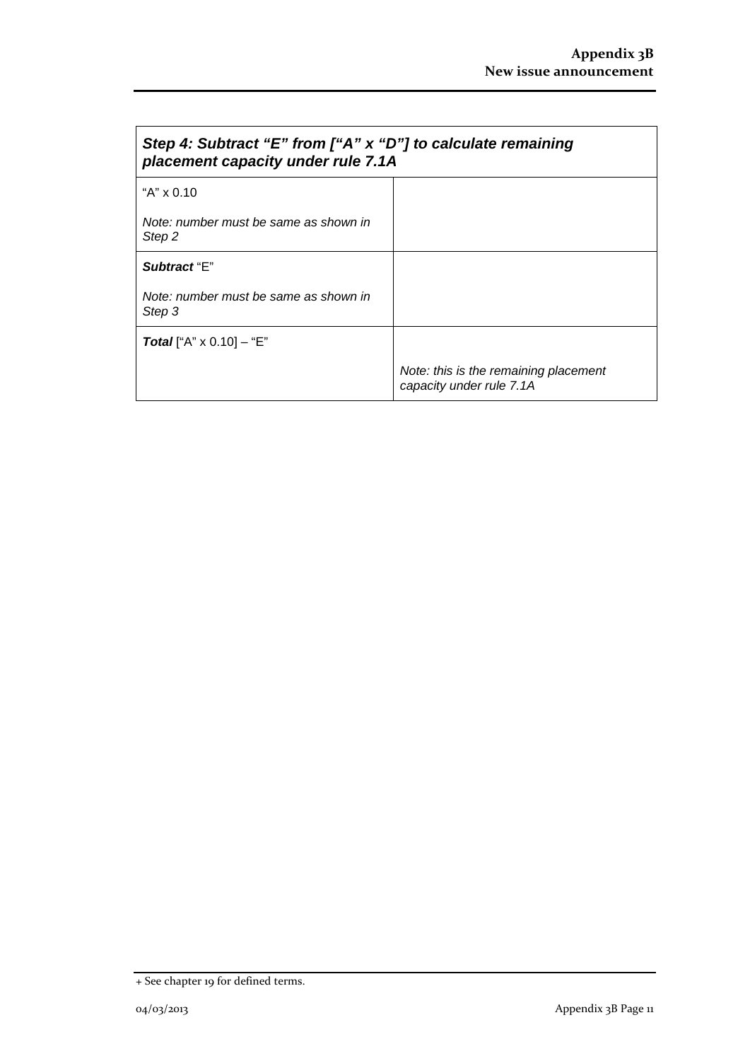| ***Step 4: Subtract "E" from ["A" x "D"] to calculate remaining placement capacity under rule 7.1A*** | |
|---|---|
| "A" x 0.10<br><br>*Note: number must be same as shown in Step 2* | |
| ***Subtract*** "E"<br><br>*Note: number must be same as shown in Step 3* | |
| ***Total*** ["A" x 0.10] – "E" | <br><br>*Note: this is the remaining placement capacity under rule 7.1A* |

+ See chapter 19 for defined terms.